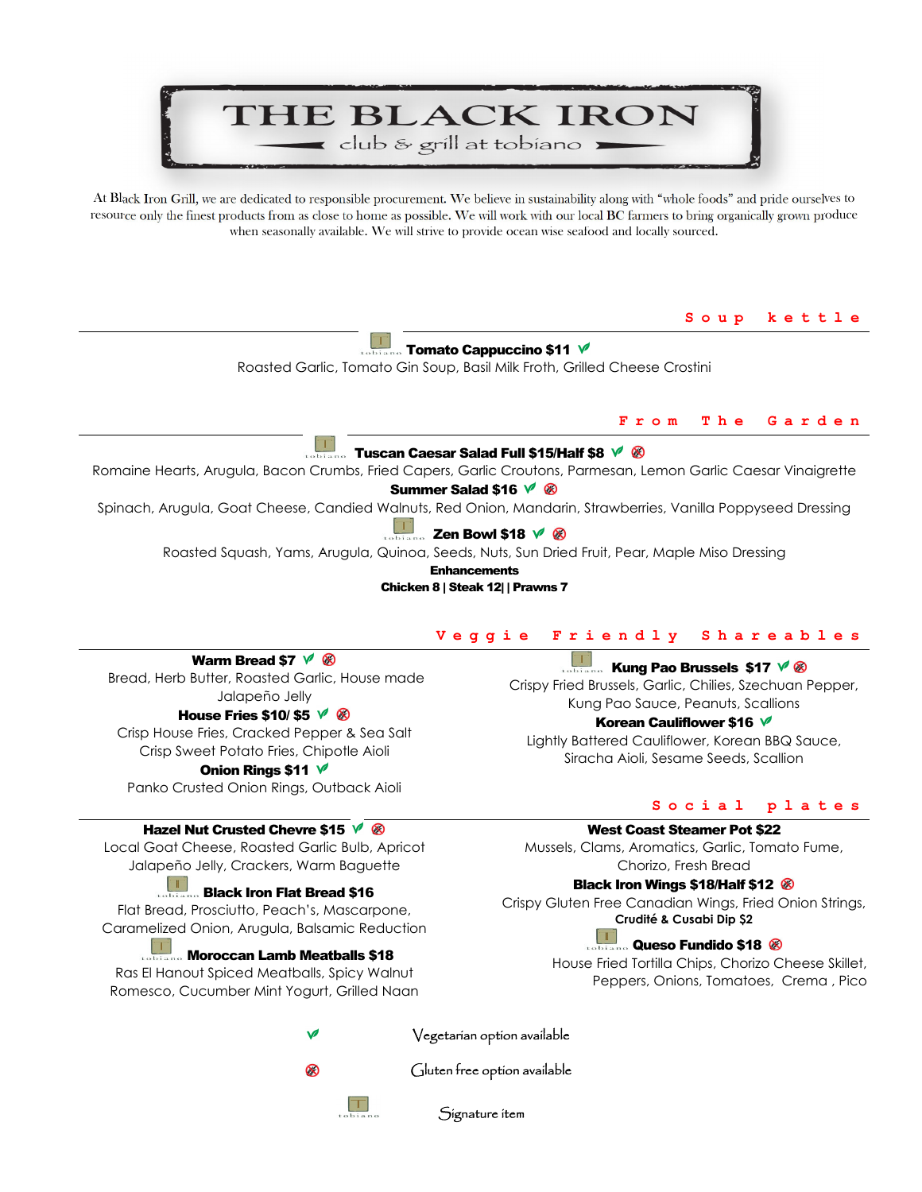# THE BLACK IRON

club & grill at tobiano

At Black Iron Grill, we are dedicated to responsible procurement. We believe in sustainability along with "whole foods" and pride ourselves to resource only the finest products from as close to home as possible. We will work with our local BC farmers to bring organically grown produce when seasonally available. We will strive to provide ocean wise seafood and locally sourced.

## Soup kettle

**Tomato Cappuccino $11**
Roasted Garlic, Tomato Gin Soup, Basil Milk Froth, Grilled Cheese Crostini

## From The Garden

**Tuscan Caesar Salad Full $15/Half $8**
Romaine Hearts, Arugula, Bacon Crumbs, Fried Capers, Garlic Croutons, Parmesan, Lemon Garlic Caesar Vinaigrette

**Summer Salad $16**
Spinach, Arugula, Goat Cheese, Candied Walnuts, Red Onion, Mandarin, Strawberries, Vanilla Poppyseed Dressing

**Zen Bowl $18**
Roasted Squash, Yams, Arugula, Quinoa, Seeds, Nuts, Sun Dried Fruit, Pear, Maple Miso Dressing

**Enhancements**
**Chicken 8 | Steak 12| | Prawns 7**

## Veggie Friendly Shareables

**Warm Bread $7**
Bread, Herb Butter, Roasted Garlic, House made Jalapeño Jelly

**House Fries $10/ $5**
Crisp House Fries, Cracked Pepper & Sea Salt
Crisp Sweet Potato Fries, Chipotle Aioli

**Onion Rings $11**
Panko Crusted Onion Rings, Outback Aioli

**Kung Pao Brussels $17**
Crispy Fried Brussels, Garlic, Chilies, Szechuan Pepper, Kung Pao Sauce, Peanuts, Scallions

**Korean Cauliflower $16**
Lightly Battered Cauliflower, Korean BBQ Sauce, Siracha Aioli, Sesame Seeds, Scallion

## Social plates

**Hazel Nut Crusted Chevre $15**
Local Goat Cheese, Roasted Garlic Bulb, Apricot Jalapeño Jelly, Crackers, Warm Baguette

**Black Iron Flat Bread $16**
Flat Bread, Prosciutto, Peach's, Mascarpone, Caramelized Onion, Arugula, Balsamic Reduction

**Moroccan Lamb Meatballs $18**
Ras El Hanout Spiced Meatballs, Spicy Walnut Romesco, Cucumber Mint Yogurt, Grilled Naan

**West Coast Steamer Pot $22**
Mussels, Clams, Aromatics, Garlic, Tomato Fume, Chorizo, Fresh Bread

**Black Iron Wings $18/Half $12**
Crispy Gluten Free Canadian Wings, Fried Onion Strings,
**Crudité & Cusabi Dip $2**

**Queso Fundido $18**
House Fried Tortilla Chips, Chorizo Cheese Skillet, Peppers, Onions, Tomatoes, Crema , Pico

Vegetarian option available

Gluten free option available

Signature item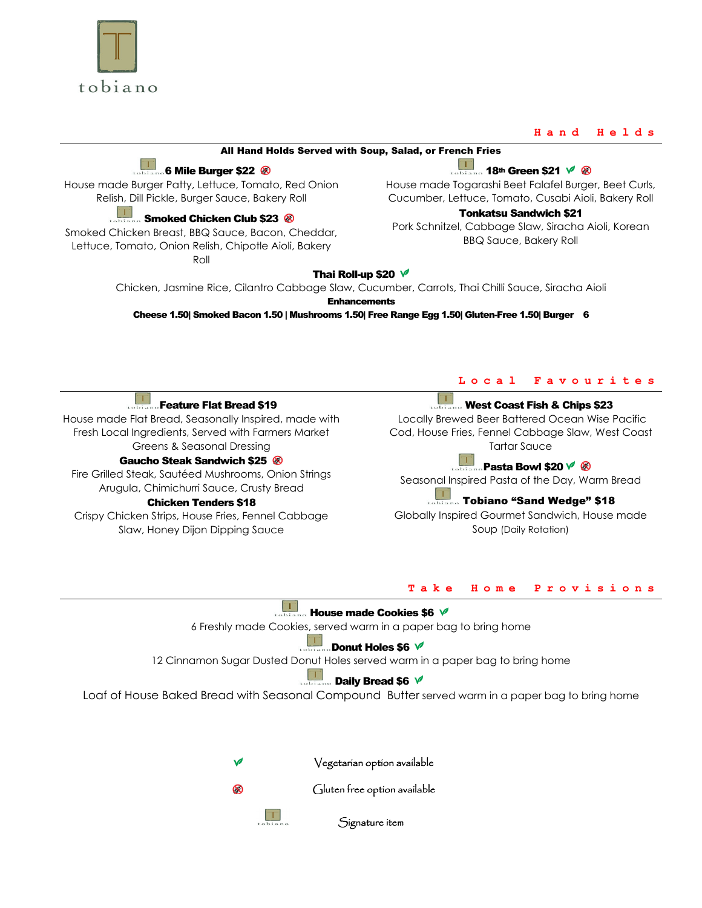tobiano

## Hand Helds

**All Hand Holds Served with Soup, Salad, or French Fries**

**6 Mile Burger $22** ⊗
House made Burger Patty, Lettuce, Tomato, Red Onion Relish, Dill Pickle, Burger Sauce, Bakery Roll

**Smoked Chicken Club $23** ⊗
Smoked Chicken Breast, BBQ Sauce, Bacon, Cheddar, Lettuce, Tomato, Onion Relish, Chipotle Aioli, Bakery Roll

**18th Green $21** ✓ ⊗
House made Togarashi Beet Falafel Burger, Beet Curls, Cucumber, Lettuce, Tomato, Cusabi Aioli, Bakery Roll

**Tonkatsu Sandwich $21**
Pork Schnitzel, Cabbage Slaw, Siracha Aioli, Korean BBQ Sauce, Bakery Roll

**Thai Roll-up $20** ✓
Chicken, Jasmine Rice, Cilantro Cabbage Slaw, Cucumber, Carrots, Thai Chilli Sauce, Siracha Aioli

**Enhancements**

**Cheese 1.50| Smoked Bacon 1.50 | Mushrooms 1.50| Free Range Egg 1.50| Gluten-Free 1.50| Burger 6**

## Local Favourites

**Feature Flat Bread $19**
House made Flat Bread, Seasonally Inspired, made with Fresh Local Ingredients, Served with Farmers Market Greens & Seasonal Dressing

**Gaucho Steak Sandwich $25** ⊗
Fire Grilled Steak, Sautéed Mushrooms, Onion Strings Arugula, Chimichurri Sauce, Crusty Bread

**Chicken Tenders $18**
Crispy Chicken Strips, House Fries, Fennel Cabbage Slaw, Honey Dijon Dipping Sauce

**West Coast Fish & Chips $23**
Locally Brewed Beer Battered Ocean Wise Pacific Cod, House Fries, Fennel Cabbage Slaw, West Coast Tartar Sauce

**Pasta Bowl $20** ✓ ⊗
Seasonal Inspired Pasta of the Day, Warm Bread

**Tobiano "Sand Wedge" $18**
Globally Inspired Gourmet Sandwich, House made Soup (Daily Rotation)

## Take Home Provisions

**House made Cookies $6** ✓
6 Freshly made Cookies, served warm in a paper bag to bring home

**Donut Holes $6** ✓
12 Cinnamon Sugar Dusted Donut Holes served warm in a paper bag to bring home

**Daily Bread $6** ✓
Loaf of House Baked Bread with Seasonal Compound Butter served warm in a paper bag to bring home

✓ Vegetarian option available

⊗ Gluten free option available

tobiano Signature item